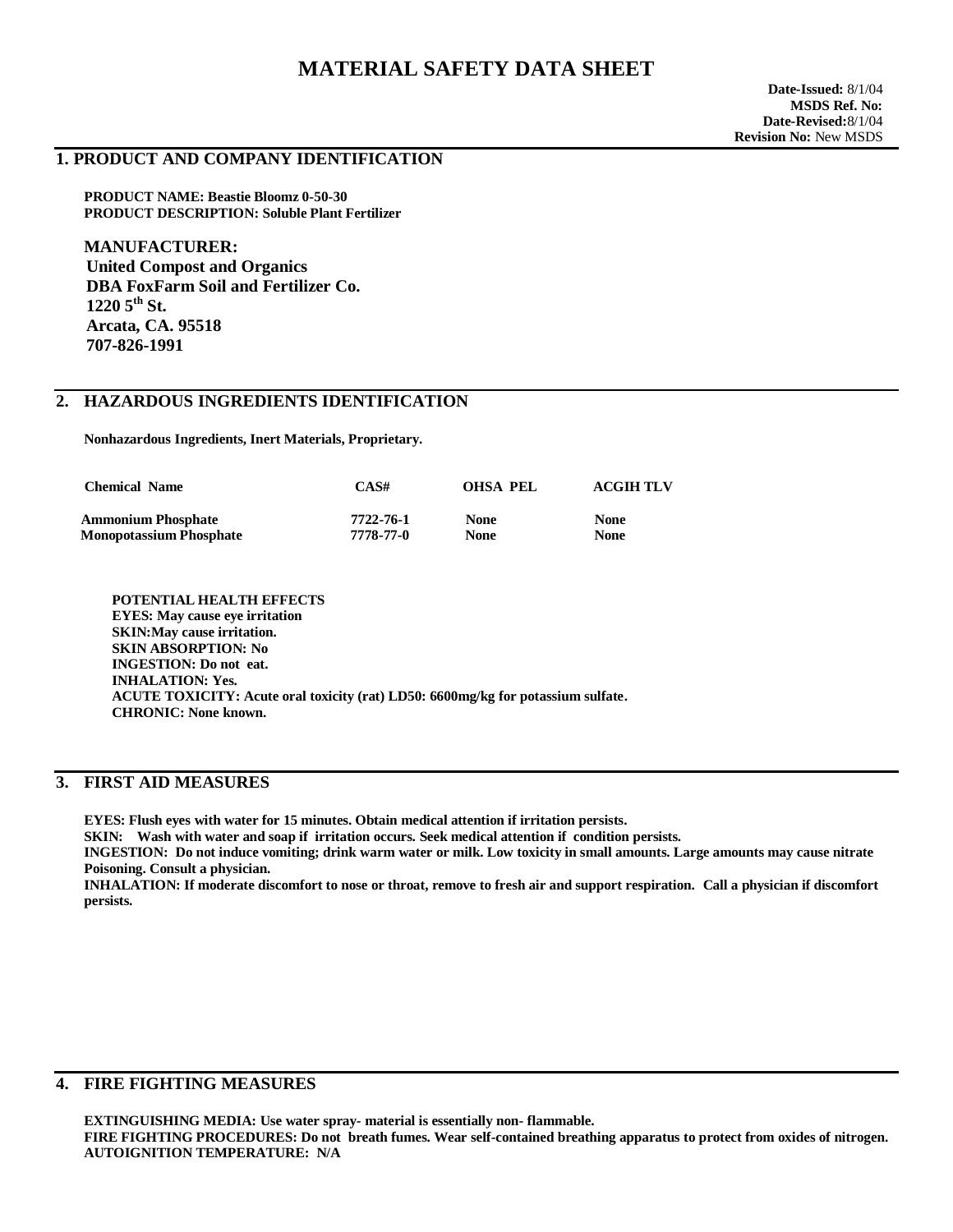# MATERIAL SAFETY DATA SHEET

**Date-Issued:** 8/1/04
**MSDS Ref. No:**
**Date-Revised:**8/1/04
**Revision No:** New MSDS

## 1. PRODUCT AND COMPANY IDENTIFICATION

**PRODUCT NAME: Beastie Bloomz 0-50-30**
**PRODUCT DESCRIPTION: Soluble Plant Fertilizer**

**MANUFACTURER:**
**United Compost and Organics**
**DBA FoxFarm Soil and Fertilizer Co.**
**1220 5th St.**
**Arcata, CA. 95518**
**707-826-1991**

## 2. HAZARDOUS INGREDIENTS IDENTIFICATION

**Nonhazardous Ingredients, Inert Materials, Proprietary.**

| Chemical Name | CAS# | OHSA PEL | ACGIH TLV |
|---|---|---|---|
| Ammonium Phosphate | 7722-76-1 | None | None |
| Monopotassium Phosphate | 7778-77-0 | None | None |

**POTENTIAL HEALTH EFFECTS**
**EYES: May cause eye irritation**
**SKIN:May cause irritation.**
**SKIN ABSORPTION: No**
**INGESTION: Do not eat.**
**INHALATION: Yes.**
**ACUTE TOXICITY: Acute oral toxicity (rat) LD50: 6600mg/kg for potassium sulfate.**
**CHRONIC: None known.**

## 3. FIRST AID MEASURES

**EYES: Flush eyes with water for 15 minutes. Obtain medical attention if irritation persists.**
**SKIN: Wash with water and soap if irritation occurs. Seek medical attention if condition persists.**
**INGESTION: Do not induce vomiting; drink warm water or milk. Low toxicity in small amounts. Large amounts may cause nitrate Poisoning. Consult a physician.**
**INHALATION: If moderate discomfort to nose or throat, remove to fresh air and support respiration. Call a physician if discomfort persists.**

## 4. FIRE FIGHTING MEASURES

**EXTINGUISHING MEDIA: Use water spray- material is essentially non- flammable.**
**FIRE FIGHTING PROCEDURES: Do not breath fumes. Wear self-contained breathing apparatus to protect from oxides of nitrogen.**
**AUTOIGNITION TEMPERATURE: N/A**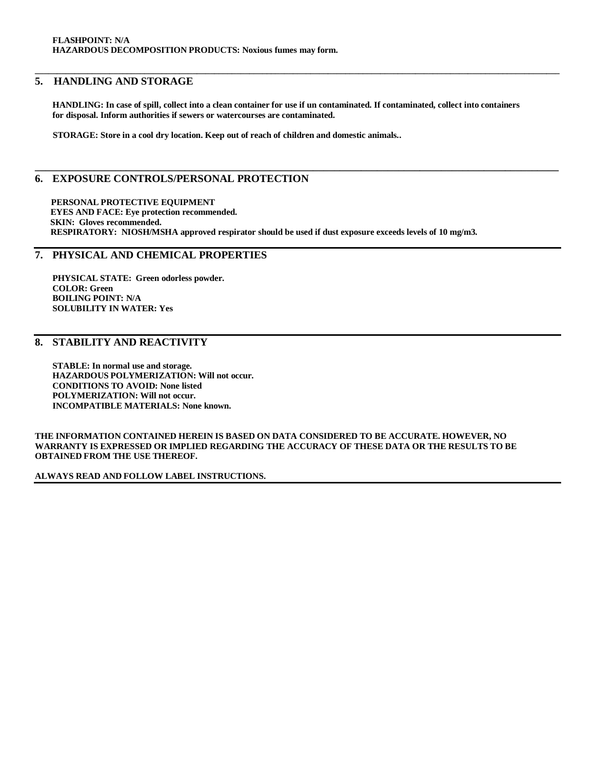**FLASHPOINT: N/A**
**HAZARDOUS DECOMPOSITION PRODUCTS: Noxious fumes may form.**

## 5. HANDLING AND STORAGE

**HANDLING: In case of spill, collect into a clean container for use if un contaminated. If contaminated, collect into containers for disposal. Inform authorities if sewers or watercourses are contaminated.**

**STORAGE: Store in a cool dry location. Keep out of reach of children and domestic animals..**

## 6. EXPOSURE CONTROLS/PERSONAL PROTECTION

**PERSONAL PROTECTIVE EQUIPMENT**
**EYES AND FACE: Eye protection recommended.**
**SKIN: Gloves recommended.**
**RESPIRATORY: NIOSH/MSHA approved respirator should be used if dust exposure exceeds levels of 10 mg/m3.**

## 7. PHYSICAL AND CHEMICAL PROPERTIES

**PHYSICAL STATE: Green odorless powder.**
**COLOR: Green**
**BOILING POINT: N/A**
**SOLUBILITY IN WATER: Yes**

## 8. STABILITY AND REACTIVITY

**STABLE: In normal use and storage.**
**HAZARDOUS POLYMERIZATION: Will not occur.**
**CONDITIONS TO AVOID: None listed**
**POLYMERIZATION: Will not occur.**
**INCOMPATIBLE MATERIALS: None known.**

**THE INFORMATION CONTAINED HEREIN IS BASED ON DATA CONSIDERED TO BE ACCURATE. HOWEVER, NO WARRANTY IS EXPRESSED OR IMPLIED REGARDING THE ACCURACY OF THESE DATA OR THE RESULTS TO BE OBTAINED FROM THE USE THEREOF.**

**ALWAYS READ AND FOLLOW LABEL INSTRUCTIONS.**